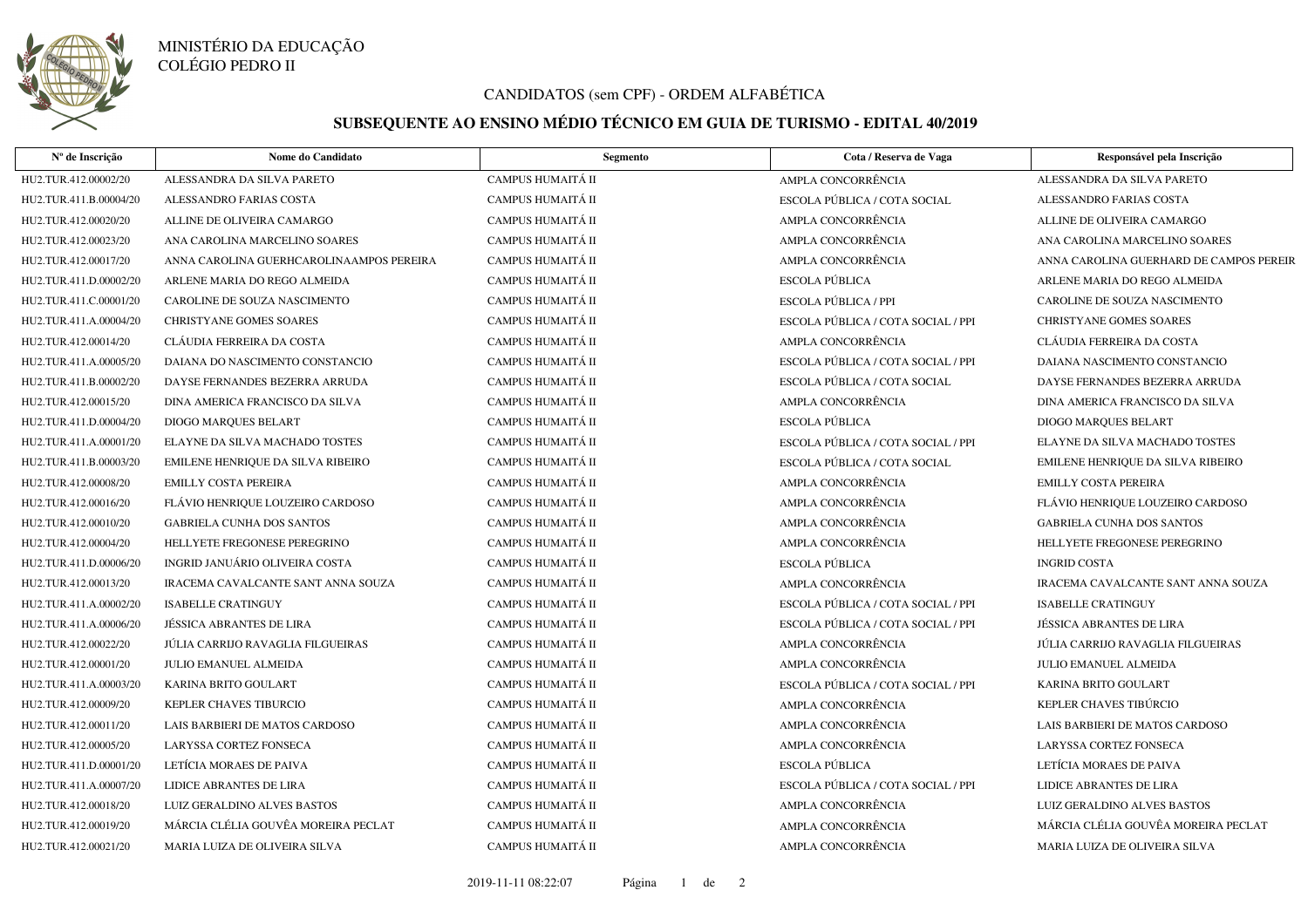MINISTÉRIO DA EDUCAÇÃO
COLÉGIO PEDRO II

CANDIDATOS (sem CPF) - ORDEM ALFABÉTICA

## SUBSEQUENTE AO ENSINO MÉDIO TÉCNICO EM GUIA DE TURISMO - EDITAL 40/2019

| Nº de Inscrição | Nome do Candidato | Segmento | Cota / Reserva de Vaga | Responsável pela Inscrição |
|---|---|---|---|---|
| HU2.TUR.412.00002/20 | ALESSANDRA DA SILVA PARETO | CAMPUS HUMAITÁ II | AMPLA CONCORRÊNCIA | ALESSANDRA DA SILVA PARETO |
| HU2.TUR.411.B.00004/20 | ALESSANDRO FARIAS COSTA | CAMPUS HUMAITÁ II | ESCOLA PÚBLICA / COTA SOCIAL | ALESSANDRO FARIAS COSTA |
| HU2.TUR.412.00020/20 | ALLINE DE OLIVEIRA CAMARGO | CAMPUS HUMAITÁ II | AMPLA CONCORRÊNCIA | ALLINE DE OLIVEIRA CAMARGO |
| HU2.TUR.412.00023/20 | ANA CAROLINA MARCELINO SOARES | CAMPUS HUMAITÁ II | AMPLA CONCORRÊNCIA | ANA CAROLINA MARCELINO SOARES |
| HU2.TUR.412.00017/20 | ANNA CAROLINA GUERHCAROLINAAMPOS PEREIRA | CAMPUS HUMAITÁ II | AMPLA CONCORRÊNCIA | ANNA CAROLINA GUERHARD DE CAMPOS PEREIR |
| HU2.TUR.411.D.00002/20 | ARLENE MARIA DO REGO ALMEIDA | CAMPUS HUMAITÁ II | ESCOLA PÚBLICA | ARLENE MARIA DO REGO ALMEIDA |
| HU2.TUR.411.C.00001/20 | CAROLINE DE SOUZA NASCIMENTO | CAMPUS HUMAITÁ II | ESCOLA PÚBLICA / PPI | CAROLINE DE SOUZA NASCIMENTO |
| HU2.TUR.411.A.00004/20 | CHRISTYANE GOMES SOARES | CAMPUS HUMAITÁ II | ESCOLA PÚBLICA / COTA SOCIAL / PPI | CHRISTYANE GOMES SOARES |
| HU2.TUR.412.00014/20 | CLÁUDIA FERREIRA DA COSTA | CAMPUS HUMAITÁ II | AMPLA CONCORRÊNCIA | CLÁUDIA FERREIRA DA COSTA |
| HU2.TUR.411.A.00005/20 | DAIANA DO NASCIMENTO CONSTANCIO | CAMPUS HUMAITÁ II | ESCOLA PÚBLICA / COTA SOCIAL / PPI | DAIANA NASCIMENTO CONSTANCIO |
| HU2.TUR.411.B.00002/20 | DAYSE FERNANDES BEZERRA ARRUDA | CAMPUS HUMAITÁ II | ESCOLA PÚBLICA / COTA SOCIAL | DAYSE FERNANDES BEZERRA ARRUDA |
| HU2.TUR.412.00015/20 | DINA AMERICA FRANCISCO DA SILVA | CAMPUS HUMAITÁ II | AMPLA CONCORRÊNCIA | DINA AMERICA FRANCISCO DA SILVA |
| HU2.TUR.411.D.00004/20 | DIOGO MARQUES BELART | CAMPUS HUMAITÁ II | ESCOLA PÚBLICA | DIOGO MARQUES BELART |
| HU2.TUR.411.A.00001/20 | ELAYNE DA SILVA MACHADO TOSTES | CAMPUS HUMAITÁ II | ESCOLA PÚBLICA / COTA SOCIAL / PPI | ELAYNE DA SILVA MACHADO TOSTES |
| HU2.TUR.411.B.00003/20 | EMILENE HENRIQUE DA SILVA RIBEIRO | CAMPUS HUMAITÁ II | ESCOLA PÚBLICA / COTA SOCIAL | EMILENE HENRIQUE DA SILVA RIBEIRO |
| HU2.TUR.412.00008/20 | EMILLY COSTA PEREIRA | CAMPUS HUMAITÁ II | AMPLA CONCORRÊNCIA | EMILLY COSTA PEREIRA |
| HU2.TUR.412.00016/20 | FLÁVIO HENRIQUE LOUZEIRO CARDOSO | CAMPUS HUMAITÁ II | AMPLA CONCORRÊNCIA | FLÁVIO HENRIQUE LOUZEIRO CARDOSO |
| HU2.TUR.412.00010/20 | GABRIELA CUNHA DOS SANTOS | CAMPUS HUMAITÁ II | AMPLA CONCORRÊNCIA | GABRIELA CUNHA DOS SANTOS |
| HU2.TUR.412.00004/20 | HELLYETE FREGONESE PEREGRINO | CAMPUS HUMAITÁ II | AMPLA CONCORRÊNCIA | HELLYETE FREGONESE PEREGRINO |
| HU2.TUR.411.D.00006/20 | INGRID JANUÁRIO OLIVEIRA COSTA | CAMPUS HUMAITÁ II | ESCOLA PÚBLICA | INGRID COSTA |
| HU2.TUR.412.00013/20 | IRACEMA CAVALCANTE SANT ANNA SOUZA | CAMPUS HUMAITÁ II | AMPLA CONCORRÊNCIA | IRACEMA CAVALCANTE SANT ANNA SOUZA |
| HU2.TUR.411.A.00002/20 | ISABELLE CRATINGUY | CAMPUS HUMAITÁ II | ESCOLA PÚBLICA / COTA SOCIAL / PPI | ISABELLE CRATINGUY |
| HU2.TUR.411.A.00006/20 | JÉSSICA ABRANTES DE LIRA | CAMPUS HUMAITÁ II | ESCOLA PÚBLICA / COTA SOCIAL / PPI | JÉSSICA ABRANTES DE LIRA |
| HU2.TUR.412.00022/20 | JÚLIA CARRIJO RAVAGLIA FILGUEIRAS | CAMPUS HUMAITÁ II | AMPLA CONCORRÊNCIA | JÚLIA CARRIJO RAVAGLIA FILGUEIRAS |
| HU2.TUR.412.00001/20 | JULIO EMANUEL ALMEIDA | CAMPUS HUMAITÁ II | AMPLA CONCORRÊNCIA | JULIO EMANUEL ALMEIDA |
| HU2.TUR.411.A.00003/20 | KARINA BRITO GOULART | CAMPUS HUMAITÁ II | ESCOLA PÚBLICA / COTA SOCIAL / PPI | KARINA BRITO GOULART |
| HU2.TUR.412.00009/20 | KEPLER CHAVES TIBURCIO | CAMPUS HUMAITÁ II | AMPLA CONCORRÊNCIA | KEPLER CHAVES TIBÚRCIO |
| HU2.TUR.412.00011/20 | LAIS BARBIERI DE MATOS CARDOSO | CAMPUS HUMAITÁ II | AMPLA CONCORRÊNCIA | LAIS BARBIERI DE MATOS CARDOSO |
| HU2.TUR.412.00005/20 | LARYSSA CORTEZ FONSECA | CAMPUS HUMAITÁ II | AMPLA CONCORRÊNCIA | LARYSSA CORTEZ FONSECA |
| HU2.TUR.411.D.00001/20 | LETÍCIA MORAES DE PAIVA | CAMPUS HUMAITÁ II | ESCOLA PÚBLICA | LETÍCIA MORAES DE PAIVA |
| HU2.TUR.411.A.00007/20 | LIDICE ABRANTES DE LIRA | CAMPUS HUMAITÁ II | ESCOLA PÚBLICA / COTA SOCIAL / PPI | LIDICE ABRANTES DE LIRA |
| HU2.TUR.412.00018/20 | LUIZ GERALDINO ALVES BASTOS | CAMPUS HUMAITÁ II | AMPLA CONCORRÊNCIA | LUIZ GERALDINO ALVES BASTOS |
| HU2.TUR.412.00019/20 | MÁRCIA CLÉLIA GOUVÊA MOREIRA PECLAT | CAMPUS HUMAITÁ II | AMPLA CONCORRÊNCIA | MÁRCIA CLÉLIA GOUVÊA MOREIRA PECLAT |
| HU2.TUR.412.00021/20 | MARIA LUIZA DE OLIVEIRA SILVA | CAMPUS HUMAITÁ II | AMPLA CONCORRÊNCIA | MARIA LUIZA DE OLIVEIRA SILVA |

2019-11-11 08:22:07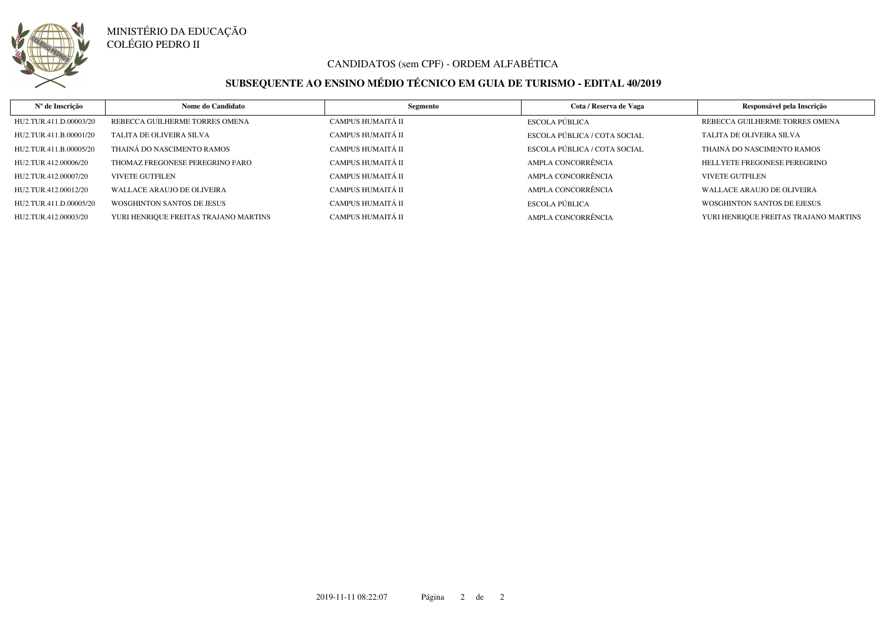MINISTÉRIO DA EDUCAÇÃO
COLÉGIO PEDRO II

CANDIDATOS (sem CPF) - ORDEM ALFABÉTICA

## SUBSEQUENTE AO ENSINO MÉDIO TÉCNICO EM GUIA DE TURISMO - EDITAL 40/2019

| Nº de Inscrição | Nome do Candidato | Segmento | Cota / Reserva de Vaga | Responsável pela Inscrição |
|---|---|---|---|---|
| HU2.TUR.411.D.00003/20 | REBECCA GUILHERME TORRES OMENA | CAMPUS HUMAITÁ II | ESCOLA PÚBLICA | REBECCA GUILHERME TORRES OMENA |
| HU2.TUR.411.B.00001/20 | TALITA DE OLIVEIRA SILVA | CAMPUS HUMAITÁ II | ESCOLA PÚBLICA / COTA SOCIAL | TALITA DE OLIVEIRA SILVA |
| HU2.TUR.411.B.00005/20 | THAINÁ DO NASCIMENTO RAMOS | CAMPUS HUMAITÁ II | ESCOLA PÚBLICA / COTA SOCIAL | THAINÁ DO NASCIMENTO RAMOS |
| HU2.TUR.412.00006/20 | THOMAZ FREGONESE PEREGRINO FARO | CAMPUS HUMAITÁ II | AMPLA CONCORRÊNCIA | HELLYETE FREGONESE PEREGRINO |
| HU2.TUR.412.00007/20 | VIVETE GUTFILEN | CAMPUS HUMAITÁ II | AMPLA CONCORRÊNCIA | VIVETE GUTFILEN |
| HU2.TUR.412.00012/20 | WALLACE ARAUJO DE OLIVEIRA | CAMPUS HUMAITÁ II | AMPLA CONCORRÊNCIA | WALLACE ARAUJO DE OLIVEIRA |
| HU2.TUR.411.D.00005/20 | WOSGHINTON SANTOS DE JESUS | CAMPUS HUMAITÁ II | ESCOLA PÚBLICA | WOSGHINTON SANTOS DE EJESUS |
| HU2.TUR.412.00003/20 | YURI HENRIQUE FREITAS TRAJANO MARTINS | CAMPUS HUMAITÁ II | AMPLA CONCORRÊNCIA | YURI HENRIQUE FREITAS TRAJANO MARTINS |

2019-11-11 08:22:07